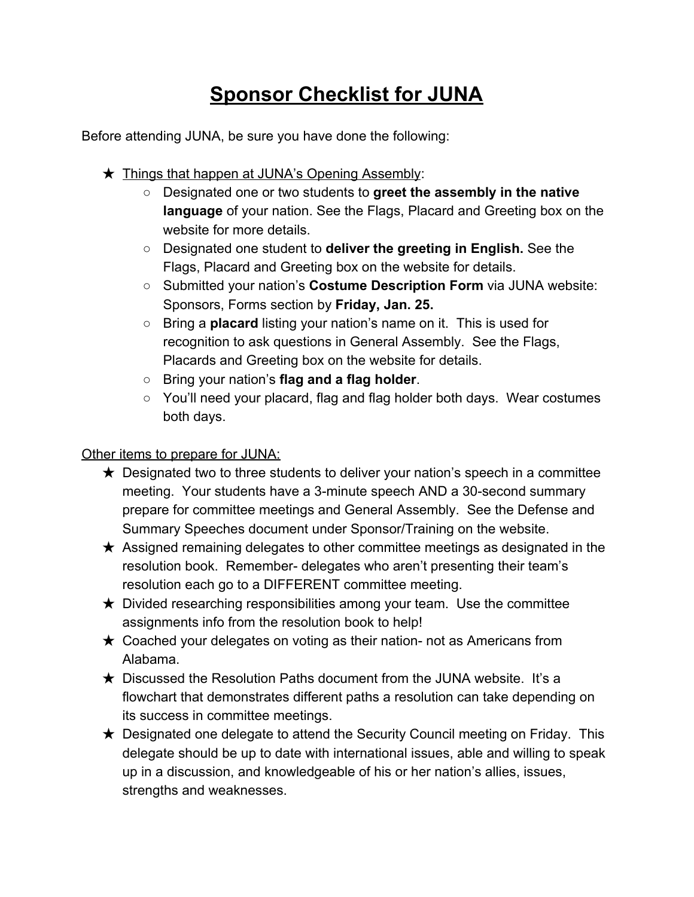# <u>Sponsor Checklist for JUNA</u>

Before attending JUNA, be sure you have done the following:

- ★ <u>Things that happen at JUNA's Opening Assembly</u>:
  - Designated one or two students to **greet the assembly in the native language** of your nation. See the Flags, Placard and Greeting box on the website for more details.
  - Designated one student to **deliver the greeting in English.** See the Flags, Placard and Greeting box on the website for details.
  - Submitted your nation's **Costume Description Form** via JUNA website: Sponsors, Forms section by **Friday, Jan. 25.**
  - Bring a **placard** listing your nation's name on it. This is used for recognition to ask questions in General Assembly. See the Flags, Placards and Greeting box on the website for details.
  - Bring your nation's **flag and a flag holder**.
  - You'll need your placard, flag and flag holder both days. Wear costumes both days.

<u>Other items to prepare for JUNA:</u>

- ★ Designated two to three students to deliver your nation's speech in a committee meeting. Your students have a 3-minute speech AND a 30-second summary prepare for committee meetings and General Assembly. See the Defense and Summary Speeches document under Sponsor/Training on the website.
- ★ Assigned remaining delegates to other committee meetings as designated in the resolution book. Remember- delegates who aren't presenting their team's resolution each go to a DIFFERENT committee meeting.
- ★ Divided researching responsibilities among your team. Use the committee assignments info from the resolution book to help!
- ★ Coached your delegates on voting as their nation- not as Americans from Alabama.
- ★ Discussed the Resolution Paths document from the JUNA website. It's a flowchart that demonstrates different paths a resolution can take depending on its success in committee meetings.
- ★ Designated one delegate to attend the Security Council meeting on Friday. This delegate should be up to date with international issues, able and willing to speak up in a discussion, and knowledgeable of his or her nation's allies, issues, strengths and weaknesses.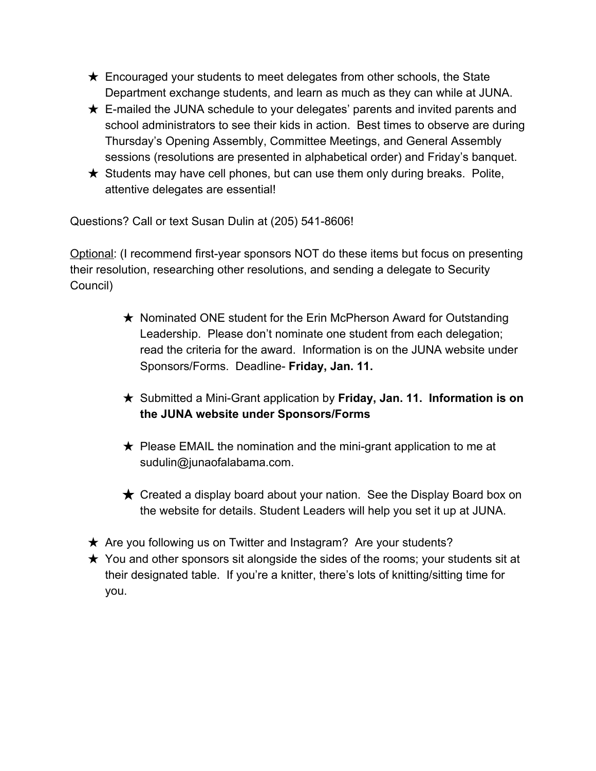- ★ Encouraged your students to meet delegates from other schools, the State Department exchange students, and learn as much as they can while at JUNA.
- ★ E-mailed the JUNA schedule to your delegates' parents and invited parents and school administrators to see their kids in action. Best times to observe are during Thursday's Opening Assembly, Committee Meetings, and General Assembly sessions (resolutions are presented in alphabetical order) and Friday's banquet.
- ★ Students may have cell phones, but can use them only during breaks. Polite, attentive delegates are essential!

Questions? Call or text Susan Dulin at (205) 541-8606!

<u>Optional</u>: (I recommend first-year sponsors NOT do these items but focus on presenting their resolution, researching other resolutions, and sending a delegate to Security Council)

  - ★ Nominated ONE student for the Erin McPherson Award for Outstanding Leadership. Please don't nominate one student from each delegation; read the criteria for the award. Information is on the JUNA website under Sponsors/Forms. Deadline- **Friday, Jan. 11.**

  - ★ Submitted a Mini-Grant application by **Friday, Jan. 11. Information is on the JUNA website under Sponsors/Forms**

  - ★ Please EMAIL the nomination and the mini-grant application to me at sudulin@junaofalabama.com.

  - ★ Created a display board about your nation. See the Display Board box on the website for details. Student Leaders will help you set it up at JUNA.

- ★ Are you following us on Twitter and Instagram? Are your students?
- ★ You and other sponsors sit alongside the sides of the rooms; your students sit at their designated table. If you're a knitter, there's lots of knitting/sitting time for you.